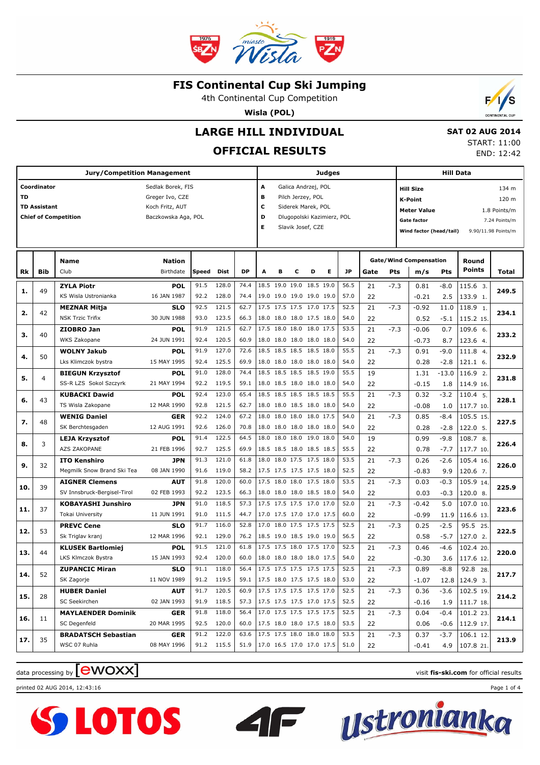# FIS Continental Cup Ski Jumping

4th Continental Cup Competition

**Wisla (POL)**

## LARGE HILL INDIVIDUAL

## OFFICIAL RESULTS

**SAT 02 AUG 2014**
START: 11:00
END: 12:42

| Jury/Competition Management | |
|---|---|
| **Coordinator** | Sedlak Borek, FIS |
| **TD** | Greger Ivo, CZE |
| **TD Assistant** | Koch Fritz, AUT |
| **Chief of Competition** | Baczkowska Aga, POL |

| Judges | |
|---|---|
| **A** | Galica Andrzej, POL |
| **B** | Pilch Jerzey, POL |
| **C** | Siderek Marek, POL |
| **D** | Dlugopolski Kazimierz, POL |
| **E** | Slavik Josef, CZE |

| Hill Data | |
|---|---|
| **Hill Size** | 134 m |
| **K-Point** | 120 m |
| **Meter Value** | 1.8 Points/m |
| **Gate factor** | 7.24 Points/m |
| **Wind factor (head/tail)** | 9.90/11.98 Points/m |

| Rk | Bib | Name / Club | Nation / Birthdate | Speed | Dist | DP | A | B | C | D | E | JP | Gate | Pts | m/s | Pts | Round Points | Total |
|---|---|---|---|---|---|---|---|---|---|---|---|---|---|---|---|---|---|---|
| **1.** | 49 | **ZYLA Piotr** | **POL** | 91.5 | 128.0 | 74.4 | 18.5 | 19.0 | 19.0 | 18.5 | 19.0 | 56.5 | 21 | -7.3 | 0.81 | -8.0 | 115.6 3. | **249.5** |
| | | KS Wisla Ustronianka | 16 JAN 1987 | 92.2 | 128.0 | 74.4 | 19.0 | 19.0 | 19.0 | 19.0 | 19.0 | 57.0 | 22 | | -0.21 | 2.5 | 133.9 1. | |
| **2.** | 42 | **MEZNAR Mitja** | **SLO** | 92.5 | 121.5 | 62.7 | 17.5 | 17.5 | 17.5 | 17.0 | 17.5 | 52.5 | 21 | -7.3 | -0.92 | 11.0 | 118.9 1. | **234.1** |
| | | NSK Trzic Trifix | 30 JUN 1988 | 93.0 | 123.5 | 66.3 | 18.0 | 18.0 | 18.0 | 17.5 | 18.0 | 54.0 | 22 | | 0.52 | -5.1 | 115.2 15. | |
| **3.** | 40 | **ZIOBRO Jan** | **POL** | 91.9 | 121.5 | 62.7 | 17.5 | 18.0 | 18.0 | 18.0 | 17.5 | 53.5 | 21 | -7.3 | -0.06 | 0.7 | 109.6 6. | **233.2** |
| | | WKS Zakopane | 24 JUN 1991 | 92.4 | 120.5 | 60.9 | 18.0 | 18.0 | 18.0 | 18.0 | 18.0 | 54.0 | 22 | | -0.73 | 8.7 | 123.6 4. | |
| **4.** | 50 | **WOLNY Jakub** | **POL** | 91.9 | 127.0 | 72.6 | 18.5 | 18.5 | 18.5 | 18.5 | 18.0 | 55.5 | 21 | -7.3 | 0.91 | -9.0 | 111.8 4. | **232.9** |
| | | Lks Klimczok bystra | 15 MAY 1995 | 92.4 | 125.5 | 69.9 | 18.0 | 18.0 | 18.0 | 18.0 | 18.0 | 54.0 | 22 | | 0.28 | -2.8 | 121.1 6. | |
| **5.** | 4 | **BIEGUN Krzysztof** | **POL** | 91.0 | 128.0 | 74.4 | 18.5 | 18.5 | 18.5 | 18.5 | 19.0 | 55.5 | 19 | | 1.31 | -13.0 | 116.9 2. | **231.8** |
| | | SS-R LZS Sokol Szczyrk | 21 MAY 1994 | 92.2 | 119.5 | 59.1 | 18.0 | 18.5 | 18.0 | 18.0 | 18.0 | 54.0 | 22 | | -0.15 | 1.8 | 114.9 16. | |
| **6.** | 43 | **KUBACKI Dawid** | **POL** | 92.4 | 123.0 | 65.4 | 18.5 | 18.5 | 18.5 | 18.5 | 18.5 | 55.5 | 21 | -7.3 | 0.32 | -3.2 | 110.4 5. | **228.1** |
| | | TS Wisla Zakopane | 12 MAR 1990 | 92.8 | 121.5 | 62.7 | 18.0 | 18.0 | 18.5 | 18.0 | 18.0 | 54.0 | 22 | | -0.08 | 1.0 | 117.7 10. | |
| **7.** | 48 | **WENIG Daniel** | **GER** | 92.2 | 124.0 | 67.2 | 18.0 | 18.0 | 18.0 | 18.0 | 17.5 | 54.0 | 21 | -7.3 | 0.85 | -8.4 | 105.5 15. | **227.5** |
| | | SK Berchtesgaden | 12 AUG 1991 | 92.6 | 126.0 | 70.8 | 18.0 | 18.0 | 18.0 | 18.0 | 18.0 | 54.0 | 22 | | 0.28 | -2.8 | 122.0 5. | |
| **8.** | 3 | **LEJA Krzysztof** | **POL** | 91.4 | 122.5 | 64.5 | 18.0 | 18.0 | 18.0 | 19.0 | 18.0 | 54.0 | 19 | | 0.99 | -9.8 | 108.7 8. | **226.4** |
| | | AZS ZAKOPANE | 21 FEB 1996 | 92.7 | 125.5 | 69.9 | 18.5 | 18.5 | 18.0 | 18.5 | 18.5 | 55.5 | 22 | | 0.78 | -7.7 | 117.7 10. | |
| **9.** | 32 | **ITO Kenshiro** | **JPN** | 91.3 | 121.0 | 61.8 | 18.0 | 18.0 | 17.5 | 17.5 | 18.0 | 53.5 | 21 | -7.3 | 0.26 | -2.6 | 105.4 16. | **226.0** |
| | | Megmilk Snow Brand Ski Tea | 08 JAN 1990 | 91.6 | 119.0 | 58.2 | 17.5 | 17.5 | 17.5 | 17.5 | 18.0 | 52.5 | 22 | | -0.83 | 9.9 | 120.6 7. | |
| **10.** | 39 | **AIGNER Clemens** | **AUT** | 91.8 | 120.0 | 60.0 | 17.5 | 18.0 | 18.0 | 17.5 | 18.0 | 53.5 | 21 | -7.3 | 0.03 | -0.3 | 105.9 14. | **225.9** |
| | | SV Innsbruck-Bergisel-Tirol | 02 FEB 1993 | 92.2 | 123.5 | 66.3 | 18.0 | 18.0 | 18.0 | 18.5 | 18.0 | 54.0 | 22 | | 0.03 | -0.3 | 120.0 8. | |
| **11.** | 37 | **KOBAYASHI Junshiro** | **JPN** | 91.0 | 118.5 | 57.3 | 17.5 | 17.5 | 17.5 | 17.0 | 17.0 | 52.0 | 21 | -7.3 | -0.42 | 5.0 | 107.0 10. | **223.6** |
| | | Tokai University | 11 JUN 1991 | 91.0 | 111.5 | 44.7 | 17.0 | 17.5 | 17.0 | 17.0 | 17.5 | 60.0 | 22 | | -0.99 | 11.9 | 116.6 13. | |
| **12.** | 53 | **PREVC Cene** | **SLO** | 91.7 | 116.0 | 52.8 | 17.0 | 18.0 | 17.5 | 17.5 | 17.5 | 52.5 | 21 | -7.3 | 0.25 | -2.5 | 95.5 25. | **222.5** |
| | | Sk Triglav kranj | 12 MAR 1996 | 92.1 | 129.0 | 76.2 | 18.5 | 19.0 | 18.5 | 19.0 | 19.0 | 56.5 | 22 | | 0.58 | -5.7 | 127.0 2. | |
| **13.** | 44 | **KLUSEK Bartlomiej** | **POL** | 91.5 | 121.0 | 61.8 | 17.5 | 17.5 | 18.0 | 17.5 | 17.0 | 52.5 | 21 | -7.3 | 0.46 | -4.6 | 102.4 20. | **220.0** |
| | | LKS Klmczok Bystra | 15 JAN 1993 | 92.4 | 120.0 | 60.0 | 18.0 | 18.0 | 18.0 | 18.0 | 17.5 | 54.0 | 22 | | -0.30 | 3.6 | 117.6 12. | |
| **14.** | 52 | **ZUPANCIC Miran** | **SLO** | 91.1 | 118.0 | 56.4 | 17.5 | 17.5 | 17.5 | 17.5 | 17.5 | 52.5 | 21 | -7.3 | 0.89 | -8.8 | 92.8 28. | **217.7** |
| | | SK Zagorje | 11 NOV 1989 | 91.2 | 119.5 | 59.1 | 17.5 | 18.0 | 17.5 | 17.5 | 18.0 | 53.0 | 22 | | -1.07 | 12.8 | 124.9 3. | |
| **15.** | 28 | **HUBER Daniel** | **AUT** | 91.7 | 120.5 | 60.9 | 17.5 | 17.5 | 17.5 | 17.5 | 17.0 | 52.5 | 21 | -7.3 | 0.36 | -3.6 | 102.5 19. | **214.2** |
| | | SC Seekirchen | 02 JAN 1993 | 91.9 | 118.5 | 57.3 | 17.5 | 17.5 | 17.5 | 17.0 | 17.5 | 52.5 | 22 | | -0.16 | 1.9 | 111.7 18. | |
| **16.** | 11 | **MAYLAENDER Dominik** | **GER** | 91.8 | 118.0 | 56.4 | 17.0 | 17.5 | 17.5 | 17.5 | 17.5 | 52.5 | 21 | -7.3 | 0.04 | -0.4 | 101.2 23. | **214.1** |
| | | SC Degenfeld | 20 MAR 1995 | 92.5 | 120.0 | 60.0 | 17.5 | 18.0 | 18.0 | 17.5 | 18.0 | 53.5 | 22 | | 0.06 | -0.6 | 112.9 17. | |
| **17.** | 35 | **BRADATSCH Sebastian** | **GER** | 91.2 | 122.0 | 63.6 | 17.5 | 17.5 | 18.0 | 18.0 | 18.0 | 53.5 | 21 | -7.3 | 0.37 | -3.7 | 106.1 12. | **213.9** |
| | | WSC 07 Ruhla | 08 MAY 1996 | 91.2 | 115.5 | 51.9 | 17.0 | 16.5 | 17.0 | 17.0 | 17.5 | 51.0 | 22 | | -0.41 | 4.9 | 107.8 21. | |

data processing by ewoxx — visit **fis-ski.com** for official results

printed 02 AUG 2014, 12:43:16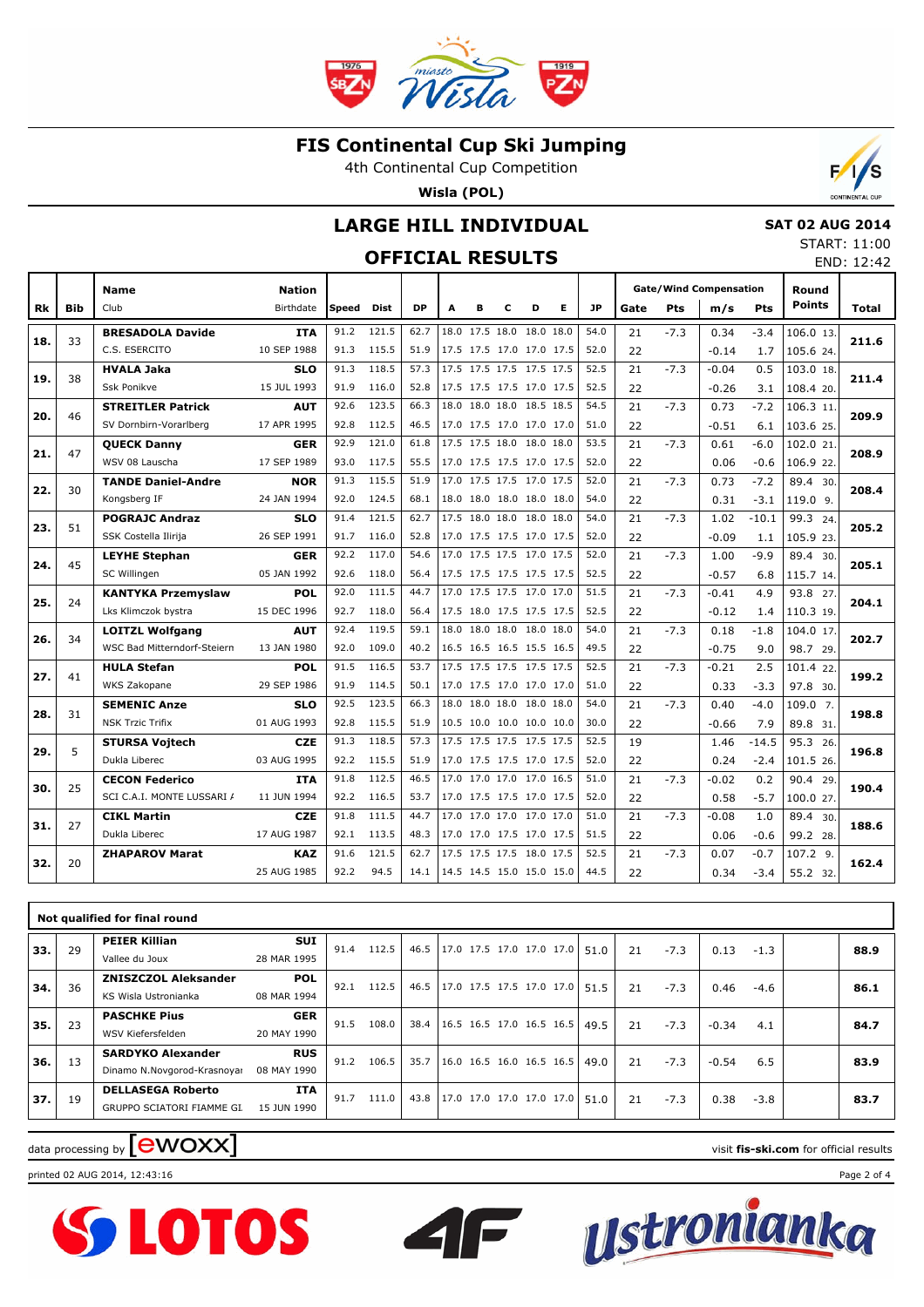# FIS Continental Cup Ski Jumping

4th Continental Cup Competition

**Wisla (POL)**

## LARGE HILL INDIVIDUAL

**SAT 02 AUG 2014**

START: 11:00

## OFFICIAL RESULTS

END: 12:42

| Rk | Bib | Name / Club | Nation / Birthdate | Speed | Dist | DP | A | B | C | D | E | JP | Gate | Pts | m/s | Pts | Round Points | Total |
|---|---|---|---|---|---|---|---|---|---|---|---|---|---|---|---|---|---|---|
| 18. | 33 | **BRESADOLA Davide** | **ITA** | 91.2 | 121.5 | 62.7 | 18.0 | 17.5 | 18.0 | 18.0 | 18.0 | 54.0 | 21 | -7.3 | 0.34 | -3.4 | 106.0 13. | **211.6** |
| | | C.S. ESERCITO | 10 SEP 1988 | 91.3 | 115.5 | 51.9 | 17.5 | 17.5 | 17.0 | 17.0 | 17.5 | 52.0 | 22 | | -0.14 | 1.7 | 105.6 24. | |
| 19. | 38 | **HVALA Jaka** | **SLO** | 91.3 | 118.5 | 57.3 | 17.5 | 17.5 | 17.5 | 17.5 | 17.5 | 52.5 | 21 | -7.3 | -0.04 | 0.5 | 103.0 18. | **211.4** |
| | | Ssk Ponikve | 15 JUL 1993 | 91.9 | 116.0 | 52.8 | 17.5 | 17.5 | 17.5 | 17.0 | 17.5 | 52.5 | 22 | | -0.26 | 3.1 | 108.4 20. | |
| 20. | 46 | **STREITLER Patrick** | **AUT** | 92.6 | 123.5 | 66.3 | 18.0 | 18.0 | 18.0 | 18.5 | 18.5 | 54.5 | 21 | -7.3 | 0.73 | -7.2 | 106.3 11. | **209.9** |
| | | SV Dornbirn-Vorarlberg | 17 APR 1995 | 92.8 | 112.5 | 46.5 | 17.0 | 17.5 | 17.0 | 17.0 | 17.0 | 51.0 | 22 | | -0.51 | 6.1 | 103.6 25. | |
| 21. | 47 | **QUECK Danny** | **GER** | 92.9 | 121.0 | 61.8 | 17.5 | 17.5 | 18.0 | 17.5 | 18.0 | 53.5 | 21 | -7.3 | 0.61 | -6.0 | 102.0 21. | **208.9** |
| | | WSV 08 Lauscha | 17 SEP 1989 | 93.0 | 117.5 | 55.5 | 17.0 | 17.5 | 17.5 | 17.0 | 17.5 | 52.0 | 22 | | 0.06 | -0.6 | 106.9 22. | |
| 22. | 30 | **TANDE Daniel-Andre** | **NOR** | 91.3 | 115.5 | 51.9 | 17.0 | 17.5 | 17.5 | 17.0 | 17.5 | 52.0 | 21 | -7.3 | 0.73 | -7.2 | 89.4 30. | **208.4** |
| | | Kongsberg IF | 24 JAN 1994 | 92.0 | 124.5 | 68.1 | 18.0 | 18.0 | 18.0 | 18.0 | 18.0 | 54.0 | 22 | | 0.31 | -3.1 | 119.0 9. | |
| 23. | 51 | **POGRAJC Andraz** | **SLO** | 91.4 | 121.5 | 62.7 | 17.5 | 18.0 | 18.0 | 18.0 | 18.0 | 54.0 | 21 | -7.3 | 1.02 | -10.1 | 99.3 24. | **205.2** |
| | | SSK Costella Ilirija | 26 SEP 1991 | 91.7 | 116.0 | 52.8 | 17.0 | 17.5 | 17.5 | 17.0 | 17.5 | 52.0 | 22 | | -0.09 | 1.1 | 105.9 23. | |
| 24. | 45 | **LEYHE Stephan** | **GER** | 92.2 | 117.0 | 54.6 | 17.0 | 17.5 | 17.5 | 17.0 | 17.5 | 52.0 | 21 | -7.3 | 1.00 | -9.9 | 89.4 30. | **205.1** |
| | | SC Willingen | 05 JAN 1992 | 92.6 | 118.0 | 56.4 | 17.5 | 17.5 | 17.5 | 17.5 | 17.5 | 52.5 | 22 | | -0.57 | 6.8 | 115.7 14. | |
| 25. | 24 | **KANTYKA Przemyslaw** | **POL** | 92.0 | 111.5 | 44.7 | 17.0 | 17.5 | 17.5 | 17.0 | 17.0 | 51.5 | 21 | -7.3 | -0.41 | 4.9 | 93.8 27. | **204.1** |
| | | Lks Klimczok bystra | 15 DEC 1996 | 92.7 | 118.0 | 56.4 | 17.5 | 18.0 | 17.5 | 17.5 | 17.5 | 52.5 | 22 | | -0.12 | 1.4 | 110.3 19. | |
| 26. | 34 | **LOITZL Wolfgang** | **AUT** | 92.4 | 119.5 | 59.1 | 18.0 | 18.0 | 18.0 | 18.0 | 18.0 | 54.0 | 21 | -7.3 | 0.18 | -1.8 | 104.0 17. | **202.7** |
| | | WSC Bad Mitterndorf-Steiern | 13 JAN 1980 | 92.0 | 109.0 | 40.2 | 16.5 | 16.5 | 16.5 | 15.5 | 16.5 | 49.5 | 22 | | -0.75 | 9.0 | 98.7 29. | |
| 27. | 41 | **HULA Stefan** | **POL** | 91.5 | 116.5 | 53.7 | 17.5 | 17.5 | 17.5 | 17.5 | 17.5 | 52.5 | 21 | -7.3 | -0.21 | 2.5 | 101.4 22. | **199.2** |
| | | WKS Zakopane | 29 SEP 1986 | 91.9 | 114.5 | 50.1 | 17.0 | 17.5 | 17.0 | 17.0 | 17.0 | 51.0 | 22 | | 0.33 | -3.3 | 97.8 30. | |
| 28. | 31 | **SEMENIC Anze** | **SLO** | 92.5 | 123.5 | 66.3 | 18.0 | 18.0 | 18.0 | 18.0 | 18.0 | 54.0 | 21 | -7.3 | 0.40 | -4.0 | 109.0 7. | **198.8** |
| | | NSK Trzic Trifix | 01 AUG 1993 | 92.8 | 115.5 | 51.9 | 10.5 | 10.0 | 10.0 | 10.0 | 10.0 | 30.0 | 22 | | -0.66 | 7.9 | 89.8 31. | |
| 29. | 5 | **STURSA Vojtech** | **CZE** | 91.3 | 118.5 | 57.3 | 17.5 | 17.5 | 17.5 | 17.5 | 17.5 | 52.5 | 19 | | 1.46 | -14.5 | 95.3 26. | **196.8** |
| | | Dukla Liberec | 03 AUG 1995 | 92.2 | 115.5 | 51.9 | 17.0 | 17.5 | 17.5 | 17.5 | 17.5 | 52.0 | 22 | | 0.24 | -2.4 | 101.5 26. | |
| 30. | 25 | **CECON Federico** | **ITA** | 91.8 | 112.5 | 46.5 | 17.0 | 17.0 | 17.0 | 17.0 | 16.5 | 51.0 | 21 | -7.3 | -0.02 | 0.2 | 90.4 29. | **190.4** |
| | | SCI C.A.I. MONTE LUSSARI / | 11 JUN 1994 | 92.2 | 116.5 | 53.7 | 17.0 | 17.5 | 17.5 | 17.0 | 17.5 | 52.0 | 22 | | 0.58 | -5.7 | 100.0 27. | |
| 31. | 27 | **CIKL Martin** | **CZE** | 91.8 | 111.5 | 44.7 | 17.0 | 17.0 | 17.0 | 17.0 | 17.0 | 51.0 | 21 | -7.3 | -0.08 | 1.0 | 89.4 30. | **188.6** |
| | | Dukla Liberec | 17 AUG 1987 | 92.1 | 113.5 | 48.3 | 17.0 | 17.0 | 17.5 | 17.0 | 17.5 | 51.5 | 22 | | 0.06 | -0.6 | 99.2 28. | |
| 32. | 20 | **ZHAPAROV Marat** | **KAZ** | 91.6 | 121.5 | 62.7 | 17.5 | 17.5 | 17.5 | 18.0 | 17.5 | 52.5 | 21 | -7.3 | 0.07 | -0.7 | 107.2 9. | **162.4** |
| | | | 25 AUG 1985 | 92.2 | 94.5 | 14.1 | 14.5 | 14.5 | 15.0 | 15.0 | 15.0 | 44.5 | 22 | | 0.34 | -3.4 | 55.2 32. | |

### Not qualified for final round

| Rk | Bib | Name / Club | Nation / Birthdate | Speed | Dist | DP | A | B | C | D | E | JP | Gate | Pts | m/s | Pts | Round Points | Total |
|---|---|---|---|---|---|---|---|---|---|---|---|---|---|---|---|---|---|---|
| 33. | 29 | **PEIER Killian** / Vallee du Joux | **SUI** / 28 MAR 1995 | 91.4 | 112.5 | 46.5 | 17.0 | 17.5 | 17.0 | 17.0 | 17.0 | 51.0 | 21 | -7.3 | 0.13 | -1.3 | | **88.9** |
| 34. | 36 | **ZNISZCZOL Aleksander** / KS Wisla Ustronianka | **POL** / 08 MAR 1994 | 92.1 | 112.5 | 46.5 | 17.0 | 17.5 | 17.5 | 17.0 | 17.0 | 51.5 | 21 | -7.3 | 0.46 | -4.6 | | **86.1** |
| 35. | 23 | **PASCHKE Pius** / WSV Kiefersfelden | **GER** / 20 MAY 1990 | 91.5 | 108.0 | 38.4 | 16.5 | 16.5 | 17.0 | 16.5 | 16.5 | 49.5 | 21 | -7.3 | -0.34 | 4.1 | | **84.7** |
| 36. | 13 | **SARDYKO Alexander** / Dinamo N.Novgorod-Krasnoyar | **RUS** / 08 MAY 1990 | 91.2 | 106.5 | 35.7 | 16.0 | 16.5 | 16.0 | 16.5 | 16.5 | 49.0 | 21 | -7.3 | -0.54 | 6.5 | | **83.9** |
| 37. | 19 | **DELLASEGA Roberto** / GRUPPO SCIATORI FIAMME GI. | **ITA** / 15 JUN 1990 | 91.7 | 111.0 | 43.8 | 17.0 | 17.0 | 17.0 | 17.0 | 17.0 | 51.0 | 21 | -7.3 | 0.38 | -3.8 | | **83.7** |

data processing by ewoxx — visit **fis-ski.com** for official results

printed 02 AUG 2014, 12:43:16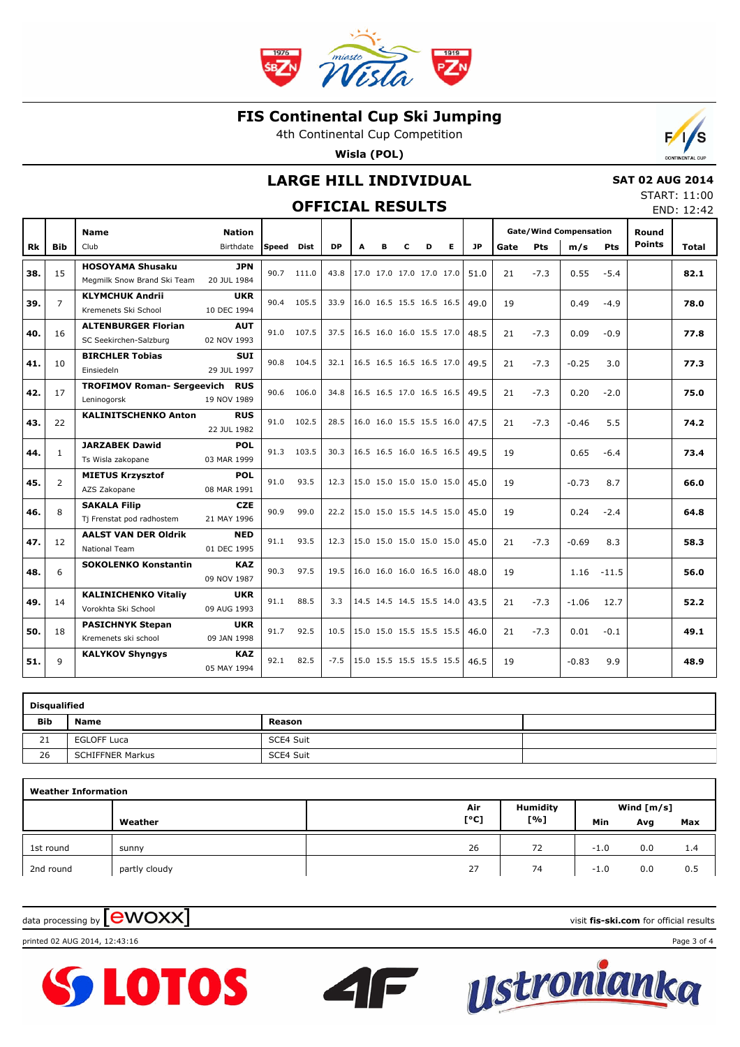# FIS Continental Cup Ski Jumping

4th Continental Cup Competition

**Wisla (POL)**

## LARGE HILL INDIVIDUAL

## OFFICIAL RESULTS

**SAT 02 AUG 2014**
START: 11:00
END: 12:42

| Rk | Bib | Name / Club | Nation / Birthdate | Speed | Dist | DP | A | B | C | D | E | JP | Gate | Pts | m/s | Pts | Round Points | Total |
|---|---|---|---|---|---|---|---|---|---|---|---|---|---|---|---|---|---|---|
| 38. | 15 | **HOSOYAMA Shusaku** Megmilk Snow Brand Ski Team | **JPN** 20 JUL 1984 | 90.7 | 111.0 | 43.8 | 17.0 | 17.0 | 17.0 | 17.0 | 17.0 | 51.0 | 21 | -7.3 | 0.55 | -5.4 | | **82.1** |
| 39. | 7 | **KLYMCHUK Andrii** Kremenets Ski School | **UKR** 10 DEC 1994 | 90.4 | 105.5 | 33.9 | 16.0 | 16.5 | 15.5 | 16.5 | 16.5 | 49.0 | 19 | | 0.49 | -4.9 | | **78.0** |
| 40. | 16 | **ALTENBURGER Florian** SC Seekirchen-Salzburg | **AUT** 02 NOV 1993 | 91.0 | 107.5 | 37.5 | 16.5 | 16.0 | 16.0 | 15.5 | 17.0 | 48.5 | 21 | -7.3 | 0.09 | -0.9 | | **77.8** |
| 41. | 10 | **BIRCHLER Tobias** Einsiedeln | **SUI** 29 JUL 1997 | 90.8 | 104.5 | 32.1 | 16.5 | 16.5 | 16.5 | 16.5 | 17.0 | 49.5 | 21 | -7.3 | -0.25 | 3.0 | | **77.3** |
| 42. | 17 | **TROFIMOV Roman- Sergeevich** Leninogorsk | **RUS** 19 NOV 1989 | 90.6 | 106.0 | 34.8 | 16.5 | 16.5 | 17.0 | 16.5 | 16.5 | 49.5 | 21 | -7.3 | 0.20 | -2.0 | | **75.0** |
| 43. | 22 | **KALINITSCHENKO Anton** | **RUS** 22 JUL 1982 | 91.0 | 102.5 | 28.5 | 16.0 | 16.0 | 15.5 | 15.5 | 16.0 | 47.5 | 21 | -7.3 | -0.46 | 5.5 | | **74.2** |
| 44. | 1 | **JARZABEK Dawid** Ts Wisla zakopane | **POL** 03 MAR 1999 | 91.3 | 103.5 | 30.3 | 16.5 | 16.5 | 16.0 | 16.5 | 16.5 | 49.5 | 19 | | 0.65 | -6.4 | | **73.4** |
| 45. | 2 | **MIETUS Krzysztof** AZS Zakopane | **POL** 08 MAR 1991 | 91.0 | 93.5 | 12.3 | 15.0 | 15.0 | 15.0 | 15.0 | 15.0 | 45.0 | 19 | | -0.73 | 8.7 | | **66.0** |
| 46. | 8 | **SAKALA Filip** Tj Frenstat pod radhostem | **CZE** 21 MAY 1996 | 90.9 | 99.0 | 22.2 | 15.0 | 15.0 | 15.5 | 14.5 | 15.0 | 45.0 | 19 | | 0.24 | -2.4 | | **64.8** |
| 47. | 12 | **AALST VAN DER Oldrik** National Team | **NED** 01 DEC 1995 | 91.1 | 93.5 | 12.3 | 15.0 | 15.0 | 15.0 | 15.0 | 15.0 | 45.0 | 21 | -7.3 | -0.69 | 8.3 | | **58.3** |
| 48. | 6 | **SOKOLENKO Konstantin** | **KAZ** 09 NOV 1987 | 90.3 | 97.5 | 19.5 | 16.0 | 16.0 | 16.0 | 16.5 | 16.0 | 48.0 | 19 | | 1.16 | -11.5 | | **56.0** |
| 49. | 14 | **KALINICHENKO Vitaliy** Vorokhta Ski School | **UKR** 09 AUG 1993 | 91.1 | 88.5 | 3.3 | 14.5 | 14.5 | 14.5 | 15.5 | 14.0 | 43.5 | 21 | -7.3 | -1.06 | 12.7 | | **52.2** |
| 50. | 18 | **PASICHNYK Stepan** Kremenets ski school | **UKR** 09 JAN 1998 | 91.7 | 92.5 | 10.5 | 15.0 | 15.0 | 15.5 | 15.5 | 15.5 | 46.0 | 21 | -7.3 | 0.01 | -0.1 | | **49.1** |
| 51. | 9 | **KALYKOV Shyngys** | **KAZ** 05 MAY 1994 | 92.1 | 82.5 | -7.5 | 15.0 | 15.5 | 15.5 | 15.5 | 15.5 | 46.5 | 19 | | -0.83 | 9.9 | | **48.9** |

### Disqualified

| Bib | Name | Reason |
|---|---|---|
| 21 | EGLOFF Luca | SCE4 Suit |
| 26 | SCHIFFNER Markus | SCE4 Suit |

### Weather Information

| | Weather | Air [°C] | Humidity [%] | Wind [m/s] Min | Avg | Max |
|---|---|---|---|---|---|---|
| 1st round | sunny | 26 | 72 | -1.0 | 0.0 | 1.4 |
| 2nd round | partly cloudy | 27 | 74 | -1.0 | 0.0 | 0.5 |

data processing by ewoxx — visit **fis-ski.com** for official results

printed 02 AUG 2014, 12:43:16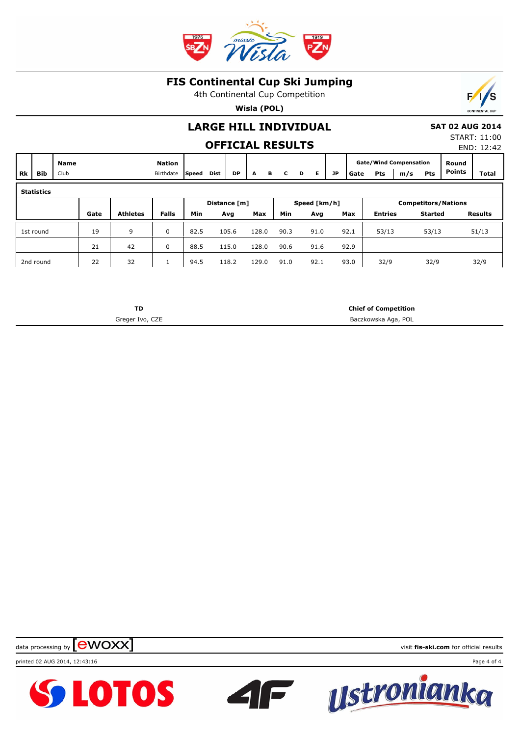# FIS Continental Cup Ski Jumping

4th Continental Cup Competition

**Wisla (POL)**

## LARGE HILL INDIVIDUAL

**SAT 02 AUG 2014**
START: 11:00
END: 12:42

## OFFICIAL RESULTS

| Rk | Bib | Name / Club | Nation / Birthdate | Speed | Dist | DP | A | B | C | D | E | JP | Gate/Wind Compensation Gate | Pts | m/s | Pts | Round Points | Total |
|---|---|---|---|---|---|---|---|---|---|---|---|---|---|---|---|---|---|---|

**Statistics**

| | Gate | Athletes | Falls | Distance [m] Min | Avg | Max | Speed [km/h] Min | Avg | Max | Competitors/Nations Entries | Started | Results |
|---|---|---|---|---|---|---|---|---|---|---|---|---|
| 1st round | 19 | 9 | 0 | 82.5 | 105.6 | 128.0 | 90.3 | 91.0 | 92.1 | 53/13 | 53/13 | 51/13 |
| | 21 | 42 | 0 | 88.5 | 115.0 | 128.0 | 90.6 | 91.6 | 92.9 | | | |
| 2nd round | 22 | 32 | 1 | 94.5 | 118.2 | 129.0 | 91.0 | 92.1 | 93.0 | 32/9 | 32/9 | 32/9 |

**TD**
Greger Ivo, CZE

**Chief of Competition**
Baczkowska Aga, POL

data processing by ewoxx

visit fis-ski.com for official results

printed 02 AUG 2014, 12:43:16